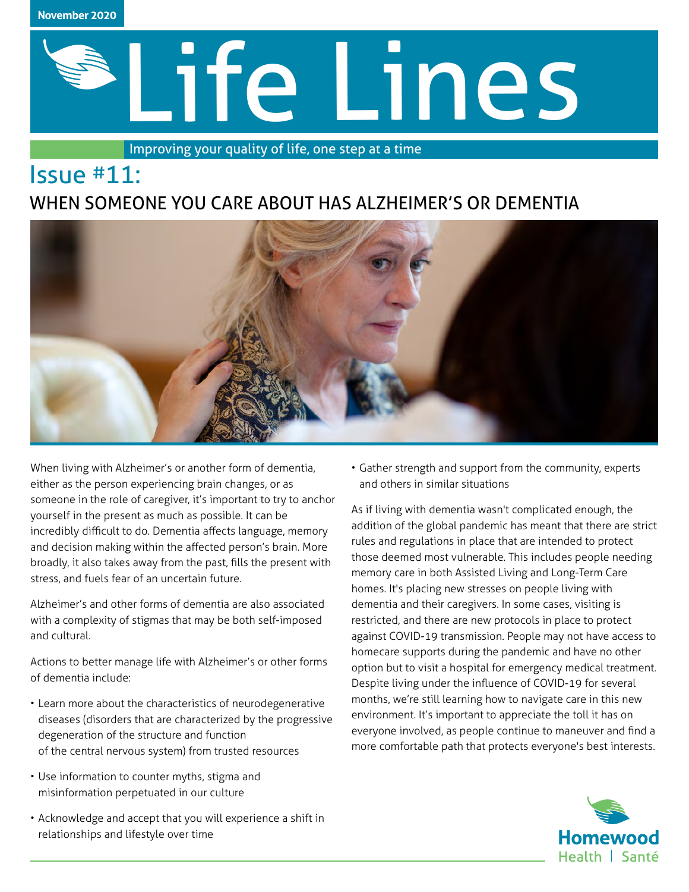November 2020

# Life Lines

Improving your quality of life, one step at a time

## Issue #11:

## WHEN SOMEONE YOU CARE ABOUT HAS ALZHEIMER'S OR DEMENTIA

When living with Alzheimer's or another form of dementia, either as the person experiencing brain changes, or as someone in the role of caregiver, it's important to try to anchor yourself in the present as much as possible. It can be incredibly difficult to do. Dementia affects language, memory and decision making within the affected person's brain. More broadly, it also takes away from the past, fills the present with stress, and fuels fear of an uncertain future.

Alzheimer's and other forms of dementia are also associated with a complexity of stigmas that may be both self-imposed and cultural.

Actions to better manage life with Alzheimer's or other forms of dementia include:

- Learn more about the characteristics of neurodegenerative diseases (disorders that are characterized by the progressive degeneration of the structure and function of the central nervous system) from trusted resources
- Use information to counter myths, stigma and misinformation perpetuated in our culture
- Acknowledge and accept that you will experience a shift in relationships and lifestyle over time
- Gather strength and support from the community, experts and others in similar situations

As if living with dementia wasn't complicated enough, the addition of the global pandemic has meant that there are strict rules and regulations in place that are intended to protect those deemed most vulnerable. This includes people needing memory care in both Assisted Living and Long-Term Care homes. It's placing new stresses on people living with dementia and their caregivers. In some cases, visiting is restricted, and there are new protocols in place to protect against COVID-19 transmission. People may not have access to homecare supports during the pandemic and have no other option but to visit a hospital for emergency medical treatment. Despite living under the influence of COVID-19 for several months, we're still learning how to navigate care in this new environment. It's important to appreciate the toll it has on everyone involved, as people continue to maneuver and find a more comfortable path that protects everyone's best interests.

Homewood Health | Santé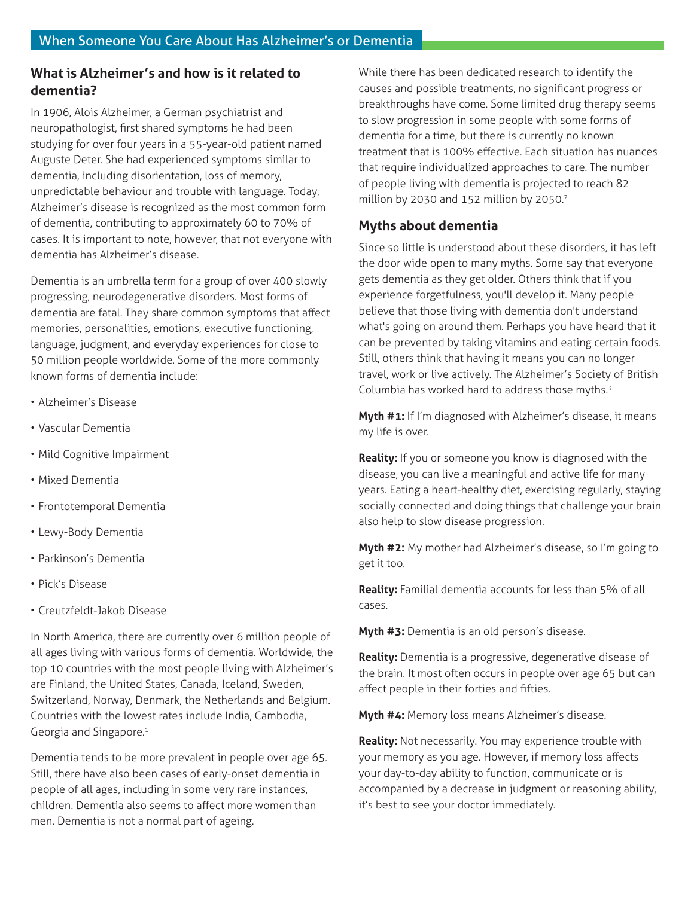## What is Alzheimer's and how is it related to dementia?

In 1906, Alois Alzheimer, a German psychiatrist and neuropathologist, first shared symptoms he had been studying for over four years in a 55-year-old patient named Auguste Deter. She had experienced symptoms similar to dementia, including disorientation, loss of memory, unpredictable behaviour and trouble with language. Today, Alzheimer's disease is recognized as the most common form of dementia, contributing to approximately 60 to 70% of cases. It is important to note, however, that not everyone with dementia has Alzheimer's disease.

Dementia is an umbrella term for a group of over 400 slowly progressing, neurodegenerative disorders. Most forms of dementia are fatal. They share common symptoms that affect memories, personalities, emotions, executive functioning, language, judgment, and everyday experiences for close to 50 million people worldwide. Some of the more commonly known forms of dementia include:

- Alzheimer's Disease
- Vascular Dementia
- Mild Cognitive Impairment
- Mixed Dementia
- Frontotemporal Dementia
- Lewy-Body Dementia
- Parkinson's Dementia
- Pick's Disease
- Creutzfeldt-Jakob Disease

In North America, there are currently over 6 million people of all ages living with various forms of dementia. Worldwide, the top 10 countries with the most people living with Alzheimer's are Finland, the United States, Canada, Iceland, Sweden, Switzerland, Norway, Denmark, the Netherlands and Belgium. Countries with the lowest rates include India, Cambodia, Georgia and Singapore.[1]

Dementia tends to be more prevalent in people over age 65. Still, there have also been cases of early-onset dementia in people of all ages, including in some very rare instances, children. Dementia also seems to affect more women than men. Dementia is not a normal part of ageing.

While there has been dedicated research to identify the causes and possible treatments, no significant progress or breakthroughs have come. Some limited drug therapy seems to slow progression in some people with some forms of dementia for a time, but there is currently no known treatment that is 100% effective. Each situation has nuances that require individualized approaches to care. The number of people living with dementia is projected to reach 82 million by 2030 and 152 million by 2050.[2]

## Myths about dementia

Since so little is understood about these disorders, it has left the door wide open to many myths. Some say that everyone gets dementia as they get older. Others think that if you experience forgetfulness, you'll develop it. Many people believe that those living with dementia don't understand what's going on around them. Perhaps you have heard that it can be prevented by taking vitamins and eating certain foods. Still, others think that having it means you can no longer travel, work or live actively. The Alzheimer's Society of British Columbia has worked hard to address those myths.[3]

**Myth #1:** If I'm diagnosed with Alzheimer's disease, it means my life is over.

**Reality:** If you or someone you know is diagnosed with the disease, you can live a meaningful and active life for many years. Eating a heart-healthy diet, exercising regularly, staying socially connected and doing things that challenge your brain also help to slow disease progression.

**Myth #2:** My mother had Alzheimer's disease, so I'm going to get it too.

**Reality:** Familial dementia accounts for less than 5% of all cases.

**Myth #3:** Dementia is an old person's disease.

**Reality:** Dementia is a progressive, degenerative disease of the brain. It most often occurs in people over age 65 but can affect people in their forties and fifties.

**Myth #4:** Memory loss means Alzheimer's disease.

**Reality:** Not necessarily. You may experience trouble with your memory as you age. However, if memory loss affects your day-to-day ability to function, communicate or is accompanied by a decrease in judgment or reasoning ability, it's best to see your doctor immediately.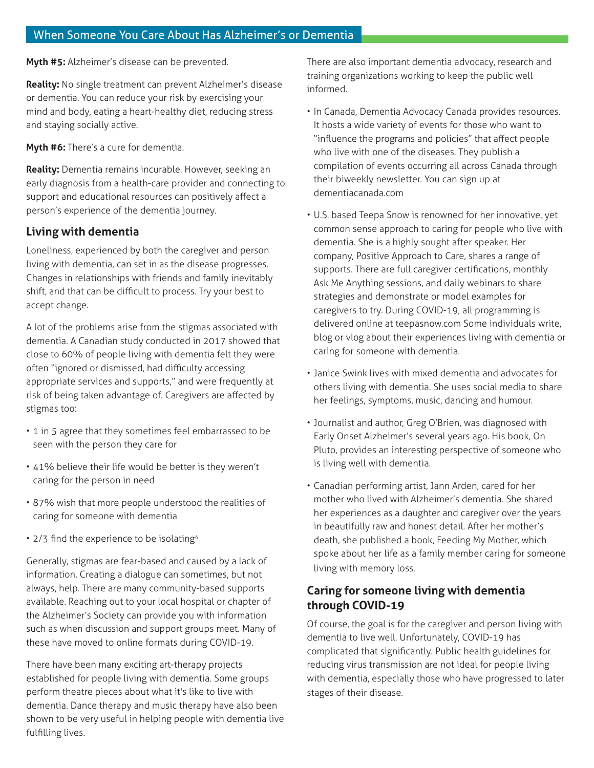**Myth #5:** Alzheimer's disease can be prevented.

**Reality:** No single treatment can prevent Alzheimer's disease or dementia. You can reduce your risk by exercising your mind and body, eating a heart-healthy diet, reducing stress and staying socially active.

**Myth #6:** There's a cure for dementia.

**Reality:** Dementia remains incurable. However, seeking an early diagnosis from a health-care provider and connecting to support and educational resources can positively affect a person's experience of the dementia journey.

## Living with dementia

Loneliness, experienced by both the caregiver and person living with dementia, can set in as the disease progresses. Changes in relationships with friends and family inevitably shift, and that can be difficult to process. Try your best to accept change.

A lot of the problems arise from the stigmas associated with dementia. A Canadian study conducted in 2017 showed that close to 60% of people living with dementia felt they were often "ignored or dismissed, had difficulty accessing appropriate services and supports," and were frequently at risk of being taken advantage of. Caregivers are affected by stigmas too:

- 1 in 5 agree that they sometimes feel embarrassed to be seen with the person they care for
- 41% believe their life would be better is they weren't caring for the person in need
- 87% wish that more people understood the realities of caring for someone with dementia
- 2/3 find the experience to be isolating[4]

Generally, stigmas are fear-based and caused by a lack of information. Creating a dialogue can sometimes, but not always, help. There are many community-based supports available. Reaching out to your local hospital or chapter of the Alzheimer's Society can provide you with information such as when discussion and support groups meet. Many of these have moved to online formats during COVID-19.

There have been many exciting art-therapy projects established for people living with dementia. Some groups perform theatre pieces about what it's like to live with dementia. Dance therapy and music therapy have also been shown to be very useful in helping people with dementia live fulfilling lives.

There are also important dementia advocacy, research and training organizations working to keep the public well informed.

- In Canada, Dementia Advocacy Canada provides resources. It hosts a wide variety of events for those who want to "influence the programs and policies" that affect people who live with one of the diseases. They publish a compilation of events occurring all across Canada through their biweekly newsletter. You can sign up at dementiacanada.com
- U.S. based Teepa Snow is renowned for her innovative, yet common sense approach to caring for people who live with dementia. She is a highly sought after speaker. Her company, Positive Approach to Care, shares a range of supports. There are full caregiver certifications, monthly Ask Me Anything sessions, and daily webinars to share strategies and demonstrate or model examples for caregivers to try. During COVID-19, all programming is delivered online at teepasnow.com Some individuals write, blog or vlog about their experiences living with dementia or caring for someone with dementia.
- Janice Swink lives with mixed dementia and advocates for others living with dementia. She uses social media to share her feelings, symptoms, music, dancing and humour.
- Journalist and author, Greg O'Brien, was diagnosed with Early Onset Alzheimer's several years ago. His book, On Pluto, provides an interesting perspective of someone who is living well with dementia.
- Canadian performing artist, Jann Arden, cared for her mother who lived with Alzheimer's dementia. She shared her experiences as a daughter and caregiver over the years in beautifully raw and honest detail. After her mother's death, she published a book, Feeding My Mother, which spoke about her life as a family member caring for someone living with memory loss.

## Caring for someone living with dementia through COVID-19

Of course, the goal is for the caregiver and person living with dementia to live well. Unfortunately, COVID-19 has complicated that significantly. Public health guidelines for reducing virus transmission are not ideal for people living with dementia, especially those who have progressed to later stages of their disease.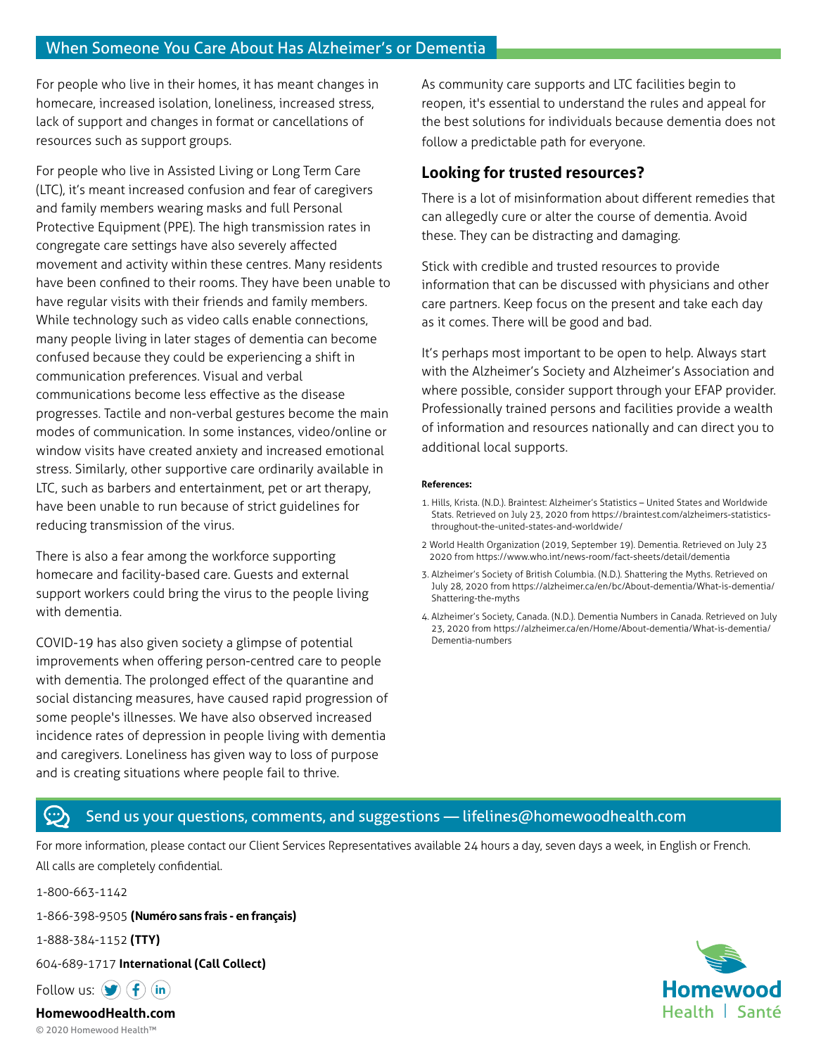## When Someone You Care About Has Alzheimer's or Dementia

For people who live in their homes, it has meant changes in homecare, increased isolation, loneliness, increased stress, lack of support and changes in format or cancellations of resources such as support groups.

For people who live in Assisted Living or Long Term Care (LTC), it's meant increased confusion and fear of caregivers and family members wearing masks and full Personal Protective Equipment (PPE). The high transmission rates in congregate care settings have also severely affected movement and activity within these centres. Many residents have been confined to their rooms. They have been unable to have regular visits with their friends and family members. While technology such as video calls enable connections, many people living in later stages of dementia can become confused because they could be experiencing a shift in communication preferences. Visual and verbal communications become less effective as the disease progresses. Tactile and non-verbal gestures become the main modes of communication. In some instances, video/online or window visits have created anxiety and increased emotional stress. Similarly, other supportive care ordinarily available in LTC, such as barbers and entertainment, pet or art therapy, have been unable to run because of strict guidelines for reducing transmission of the virus.

There is also a fear among the workforce supporting homecare and facility-based care. Guests and external support workers could bring the virus to the people living with dementia.

COVID-19 has also given society a glimpse of potential improvements when offering person-centred care to people with dementia. The prolonged effect of the quarantine and social distancing measures, have caused rapid progression of some people's illnesses. We have also observed increased incidence rates of depression in people living with dementia and caregivers. Loneliness has given way to loss of purpose and is creating situations where people fail to thrive.

As community care supports and LTC facilities begin to reopen, it's essential to understand the rules and appeal for the best solutions for individuals because dementia does not follow a predictable path for everyone.

### Looking for trusted resources?

There is a lot of misinformation about different remedies that can allegedly cure or alter the course of dementia. Avoid these. They can be distracting and damaging.

Stick with credible and trusted resources to provide information that can be discussed with physicians and other care partners. Keep focus on the present and take each day as it comes. There will be good and bad.

It's perhaps most important to be open to help. Always start with the Alzheimer's Society and Alzheimer's Association and where possible, consider support through your EFAP provider. Professionally trained persons and facilities provide a wealth of information and resources nationally and can direct you to additional local supports.

**References:**

1. Hills, Krista. (N.D.). Braintest: Alzheimer's Statistics – United States and Worldwide Stats. Retrieved on July 23, 2020 from https://braintest.com/alzheimers-statistics-throughout-the-united-states-and-worldwide/
2. World Health Organization (2019, September 19). Dementia. Retrieved on July 23 2020 from https://www.who.int/news-room/fact-sheets/detail/dementia
3. Alzheimer's Society of British Columbia. (N.D.). Shattering the Myths. Retrieved on July 28, 2020 from https://alzheimer.ca/en/bc/About-dementia/What-is-dementia/Shattering-the-myths
4. Alzheimer's Society, Canada. (N.D.). Dementia Numbers in Canada. Retrieved on July 23, 2020 from https://alzheimer.ca/en/Home/About-dementia/What-is-dementia/Dementia-numbers

Send us your questions, comments, and suggestions — lifelines@homewoodhealth.com

For more information, please contact our Client Services Representatives available 24 hours a day, seven days a week, in English or French. All calls are completely confidential.

1-800-663-1142

1-866-398-9505 **(Numéro sans frais - en français)**

1-888-384-1152 **(TTY)**

604-689-1717 **International (Call Collect)**

Follow us:

**HomewoodHealth.com**

© 2020 Homewood Health™

Homewood Health | Santé